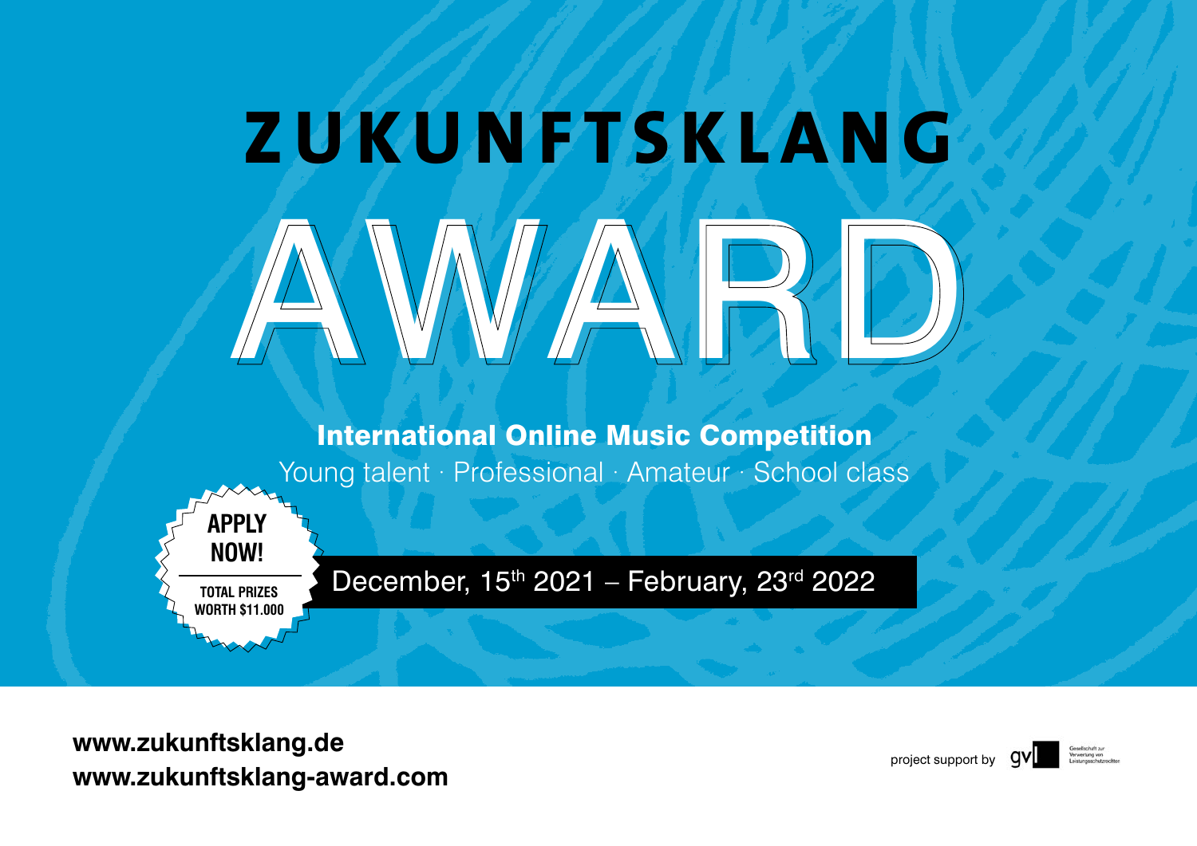# ZUKUNFTSKLANG

# AWARD

## International Online Music Competition

Young talent · Professional · Amateur · School class

**APPLY NOW!**

**TOTAL PRIZES WORTH $11.000**

December, 15th 2021 – February, 23rd 2022

**www.zukunftsklang.de**
**www.zukunftsklang-award.com**

project support by gvl Gesellschaft zur Verwertung von Leistungsschutzrechten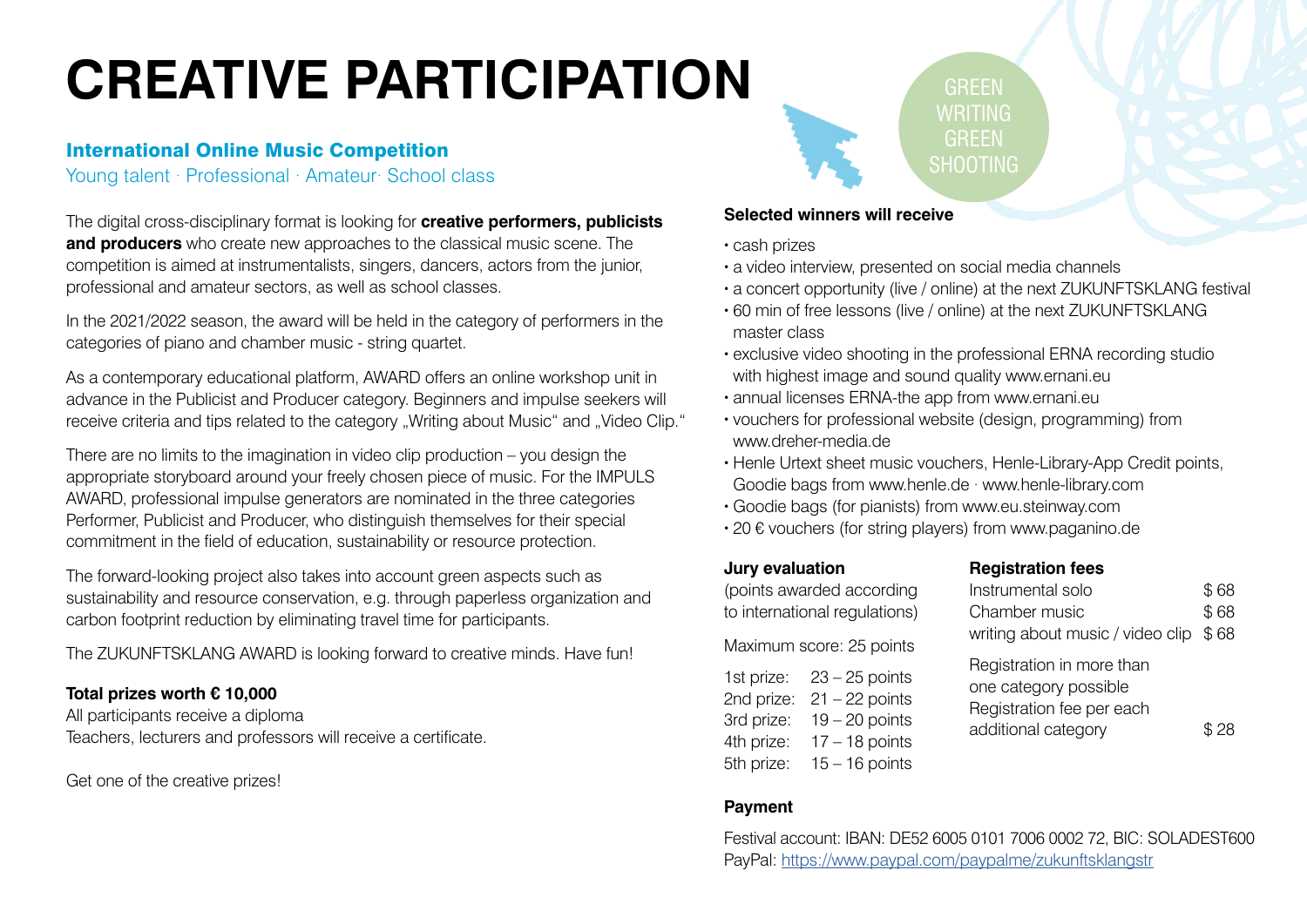# CREATIVE PARTICIPATION

GREEN WRITING GREEN SHOOTING

## International Online Music Competition

Young talent · Professional · Amateur· School class

The digital cross-disciplinary format is looking for **creative performers, publicists and producers** who create new approaches to the classical music scene. The competition is aimed at instrumentalists, singers, dancers, actors from the junior, professional and amateur sectors, as well as school classes.

In the 2021/2022 season, the award will be held in the category of performers in the categories of piano and chamber music - string quartet.

As a contemporary educational platform, AWARD offers an online workshop unit in advance in the Publicist and Producer category. Beginners and impulse seekers will receive criteria and tips related to the category „Writing about Music" and „Video Clip."

There are no limits to the imagination in video clip production – you design the appropriate storyboard around your freely chosen piece of music. For the IMPULS AWARD, professional impulse generators are nominated in the three categories Performer, Publicist and Producer, who distinguish themselves for their special commitment in the field of education, sustainability or resource protection.

The forward-looking project also takes into account green aspects such as sustainability and resource conservation, e.g. through paperless organization and carbon footprint reduction by eliminating travel time for participants.

The ZUKUNFTSKLANG AWARD is looking forward to creative minds. Have fun!

**Total prizes worth € 10,000**

All participants receive a diploma
Teachers, lecturers and professors will receive a certificate.

Get one of the creative prizes!

**Selected winners will receive**

- cash prizes
- a video interview, presented on social media channels
- a concert opportunity (live / online) at the next ZUKUNFTSKLANG festival
- 60 min of free lessons (live / online) at the next ZUKUNFTSKLANG master class
- exclusive video shooting in the professional ERNA recording studio with highest image and sound quality www.ernani.eu
- annual licenses ERNA-the app from www.ernani.eu
- vouchers for professional website (design, programming) from www.dreher-media.de
- Henle Urtext sheet music vouchers, Henle-Library-App Credit points, Goodie bags from www.henle.de · www.henle-library.com
- Goodie bags (for pianists) from www.eu.steinway.com
- 20 € vouchers (for string players) from www.paganino.de

**Jury evaluation**

(points awarded according to international regulations)

Maximum score: 25 points

| | |
|---|---|
| 1st prize: | 23 – 25 points |
| 2nd prize: | 21 – 22 points |
| 3rd prize: | 19 – 20 points |
| 4th prize: | 17 – 18 points |
| 5th prize: | 15 – 16 points |

**Registration fees**

| | |
|---|---|
| Instrumental solo | $ 68 |
| Chamber music | $ 68 |
| writing about music / video clip | $ 68 |
| Registration in more than one category possible Registration fee per each additional category | $ 28 |

**Payment**

Festival account: IBAN: DE52 6005 0101 7006 0002 72, BIC: SOLADEST600
PayPal: https://www.paypal.com/paypalme/zukunftsklangstr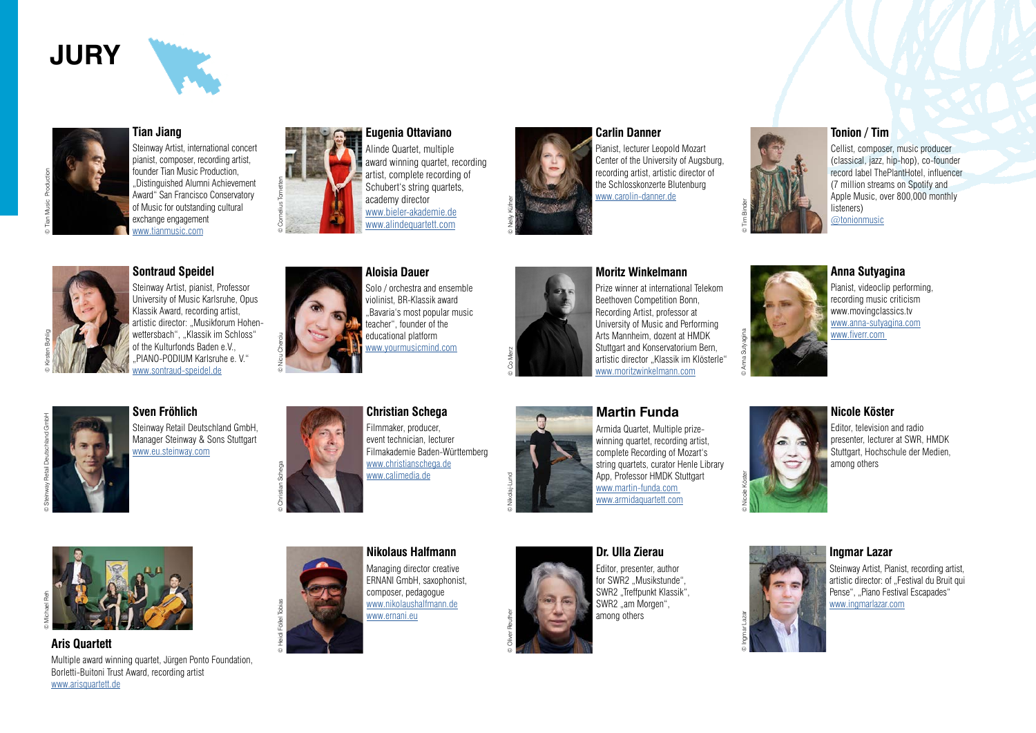# JURY

### Tian Jiang

Steinway Artist, international concert pianist, composer, recording artist, founder Tian Music Production, „Distinguished Alumni Achievement Award“ San Francisco Conservatory of Music for outstanding cultural exchange engagement
www.tianmusic.com

© Tian Music Production

### Eugenia Ottaviano

Alinde Quartet, multiple award winning quartet, recording artist, complete recording of Schubert's string quartets, academy director
www.bieler-akademie.de
www.alindequartett.com

© Cornelius Tometten

### Carlin Danner

Pianist, lecturer Leopold Mozart Center of the University of Augsburg, recording artist, artistic director of the Schlosskonzerte Blutenburg
www.carolin-danner.de

© Nelly Kühner

### Tonion / Tim

Cellist, composer, music producer (classical, jazz, hip-hop), co-founder record label ThePlantHotel, influencer (7 million streams on Spotify and Apple Music, over 800,000 monthly listeners)
@tonionmusic

© Tim Binder

### Sontraud Speidel

Steinway Artist, pianist, Professor University of Music Karlsruhe, Opus Klassik Award, recording artist, artistic director: „Musikforum Hohen­wettersbach“, „Klassik im Schloss“ of the Kulturfonds Baden e.V., „PIANO-PODIUM Karlsruhe e. V.“
www.sontraud-speidel.de

© Kirsten Bohlig

### Aloisia Dauer

Solo / orchestra and ensemble violinist, BR-Klassik award „Bavaria's most popular music teacher“, founder of the educational platform
www.yourmusicmind.com

© Nicu Cherciu

### Moritz Winkelmann

Prize winner at international Telekom Beethoven Competition Bonn, Recording Artist, professor at University of Music and Performing Arts Mannheim, dozent at HMDK Stuttgart and Konservatorium Bern, artistic director „Klassik im Klösterle“
www.moritzwinkelmann.com

© Co Merz

### Anna Sutyagina

Pianist, videoclip performing, recording music criticism www.movingclassics.tv
www.anna-sutyagina.com
www.fiverr.com

© Anna Sutyagina

### Sven Fröhlich

Steinway Retail Deutschland GmbH, Manager Steinway & Sons Stuttgart
www.eu.steinway.com

© Steinway Retail Deutschland GmbH

### Christian Schega

Filmmaker, producer, event technician, lecturer Filmakademie Baden-Württemberg
www.christianschega.de
www.calimedia.de

© Christian Schega

### Martin Funda

Armida Quartet, Multiple prize-winning quartet, recording artist, complete Recording of Mozart's string quartets, curator Henle Library App, Professor HMDK Stuttgart
www.martin-funda.com
www.armidaquartett.com

© Nikolaj-Lund

### Nicole Köster

Editor, television and radio presenter, lecturer at SWR, HMDK Stuttgart, Hochschule der Medien, among others

© Nicole Köster

### Aris Quartett

Multiple award winning quartet, Jürgen Ponto Foundation, Borletti-Buitoni Trust Award, recording artist
www.arisquartett.de

© Michael Reh

### Nikolaus Halfmann

Managing director creative ERNANI GmbH, saxophonist, composer, pedagogue
www.nikolaushalfmann.de
www.ernani.eu

© Heidi Fößel Tobias

### Dr. Ulla Zierau

Editor, presenter, author for SWR2 „Musikstunde“, SWR2 „Treffpunkt Klassik“, SWR2 „am Morgen“, among others

© Oliver Reuther

### Ingmar Lazar

Steinway Artist, Pianist, recording artist, artistic director: of „Festival du Bruit qui Pense“, „Piano Festival Escapades“
www.ingmarlazar.com

© Ingmar Lazar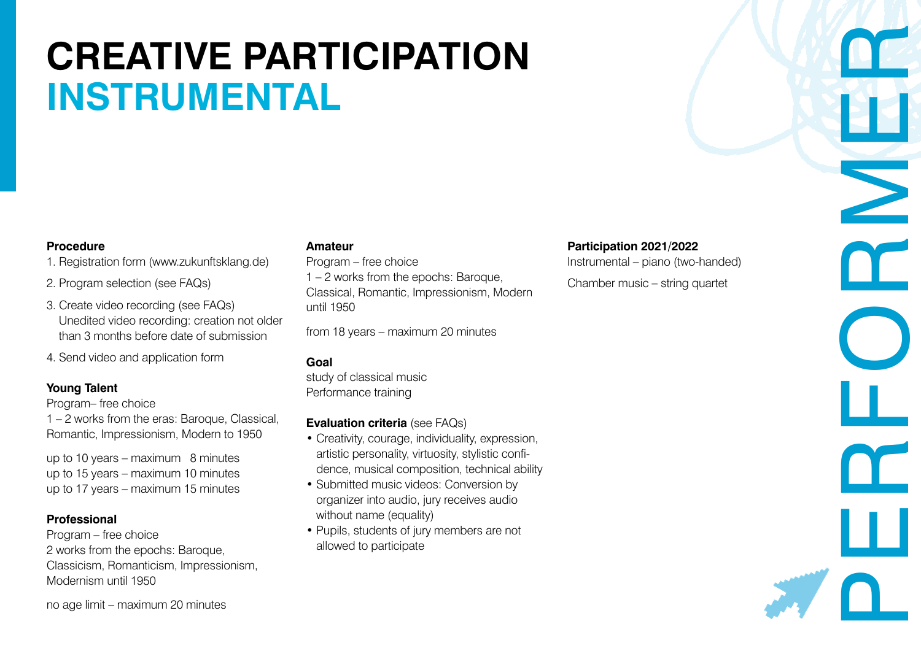# CREATIVE PARTICIPATION
## INSTRUMENTAL

**Procedure**

1. Registration form (www.zukunftsklang.de)
2. Program selection (see FAQs)
3. Create video recording (see FAQs)
   Unedited video recording: creation not older than 3 months before date of submission
4. Send video and application form

**Young Talent**

Program– free choice
1 – 2 works from the eras: Baroque, Classical, Romantic, Impressionism, Modern to 1950

up to 10 years – maximum 8 minutes
up to 15 years – maximum 10 minutes
up to 17 years – maximum 15 minutes

**Professional**

Program – free choice
2 works from the epochs: Baroque, Classicism, Romanticism, Impressionism, Modernism until 1950

no age limit – maximum 20 minutes

**Amateur**

Program – free choice
1 – 2 works from the epochs: Baroque, Classical, Romantic, Impressionism, Modern until 1950

from 18 years – maximum 20 minutes

**Goal**

study of classical music
Performance training

**Evaluation criteria** (see FAQs)

- Creativity, courage, individuality, expression, artistic personality, virtuosity, stylistic confidence, musical composition, technical ability
- Submitted music videos: Conversion by organizer into audio, jury receives audio without name (equality)
- Pupils, students of jury members are not allowed to participate

**Participation 2021/2022**

Instrumental – piano (two-handed)

Chamber music – string quartet

PERFORMER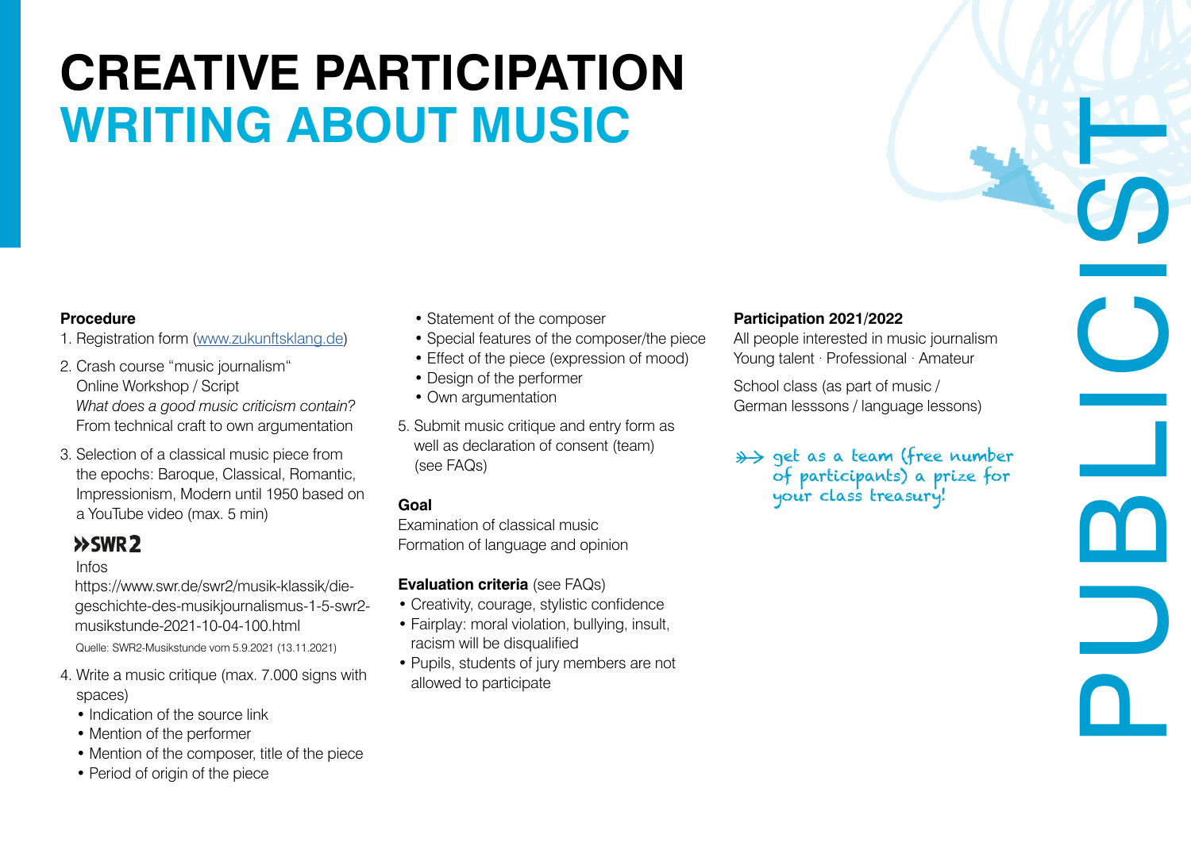# CREATIVE PARTICIPATION
## WRITING ABOUT MUSIC

**Procedure**

1. Registration form (www.zukunftsklang.de)
2. Crash course "music journalism"
   Online Workshop / Script
   *What does a good music criticism contain?*
   From technical craft to own argumentation
3. Selection of a classical music piece from the epochs: Baroque, Classical, Romantic, Impressionism, Modern until 1950 based on a YouTube video (max. 5 min)

   »SWR2
   Infos
   https://www.swr.de/swr2/musik-klassik/die-geschichte-des-musikjournalismus-1-5-swr2-musikstunde-2021-10-04-100.html
   Quelle: SWR2-Musikstunde vom 5.9.2021 (13.11.2021)

4. Write a music critique (max. 7.000 signs with spaces)
   - Indication of the source link
   - Mention of the performer
   - Mention of the composer, title of the piece
   - Period of origin of the piece
   - Statement of the composer
   - Special features of the composer/the piece
   - Effect of the piece (expression of mood)
   - Design of the performer
   - Own argumentation
5. Submit music critique and entry form as well as declaration of consent (team) (see FAQs)

**Goal**

Examination of classical music
Formation of language and opinion

**Evaluation criteria** (see FAQs)

- Creativity, courage, stylistic confidence
- Fairplay: moral violation, bullying, insult, racism will be disqualified
- Pupils, students of jury members are not allowed to participate

**Participation 2021/2022**

All people interested in music journalism
Young talent · Professional · Amateur

School class (as part of music / German lesssons / language lessons)

» get as a team (free number of participants) a prize for your class treasury!

PUBLICIST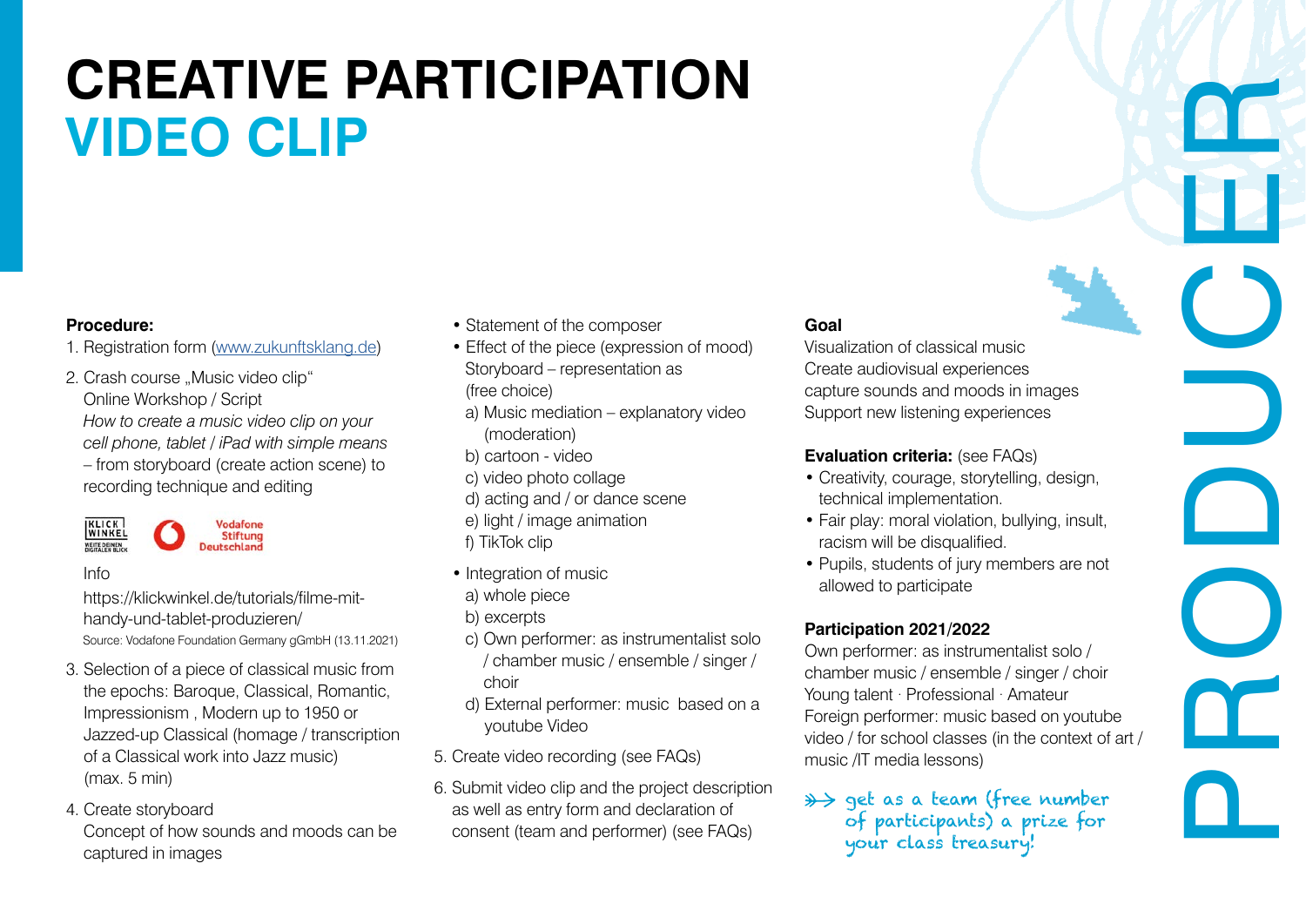# CREATIVE PARTICIPATION
## VIDEO CLIP

**Procedure:**

1. Registration form ([www.zukunftsklang.de](www.zukunftsklang.de))
2. Crash course „Music video clip"
   Online Workshop / Script
   *How to create a music video clip on your cell phone, tablet / iPad with simple means*
   – from storyboard (create action scene) to recording technique and editing

   KLICK WINKEL – WEITE DEINEN DIGITALEN BLICK · Vodafone Stiftung Deutschland

   Info
   https://klickwinkel.de/tutorials/filme-mit-handy-und-tablet-produzieren/
   Source: Vodafone Foundation Germany gGmbH (13.11.2021)
3. Selection of a piece of classical music from the epochs: Baroque, Classical, Romantic, Impressionism , Modern up to 1950 or Jazzed-up Classical (homage / transcription of a Classical work into Jazz music) (max. 5 min)
4. Create storyboard
   Concept of how sounds and moods can be captured in images
   - Statement of the composer
   - Effect of the piece (expression of mood)
     Storyboard – representation as (free choice)
     a) Music mediation – explanatory video (moderation)
     b) cartoon - video
     c) video photo collage
     d) acting and / or dance scene
     e) light / image animation
     f) TikTok clip
   - Integration of music
     a) whole piece
     b) excerpts
     c) Own performer: as instrumentalist solo / chamber music / ensemble / singer / choir
     d) External performer: music based on a youtube Video
5. Create video recording (see FAQs)
6. Submit video clip and the project description as well as entry form and declaration of consent (team and performer) (see FAQs)

**Goal**

Visualization of classical music
Create audiovisual experiences
capture sounds and moods in images
Support new listening experiences

**Evaluation criteria:** (see FAQs)

- Creativity, courage, storytelling, design, technical implementation.
- Fair play: moral violation, bullying, insult, racism will be disqualified.
- Pupils, students of jury members are not allowed to participate

**Participation 2021/2022**

Own performer: as instrumentalist solo / chamber music / ensemble / singer / choir
Young talent · Professional · Amateur
Foreign performer: music based on youtube video / for school classes (in the context of art / music /IT media lessons)

» get as a team (free number of participants) a prize for your class treasury!

PRODUCER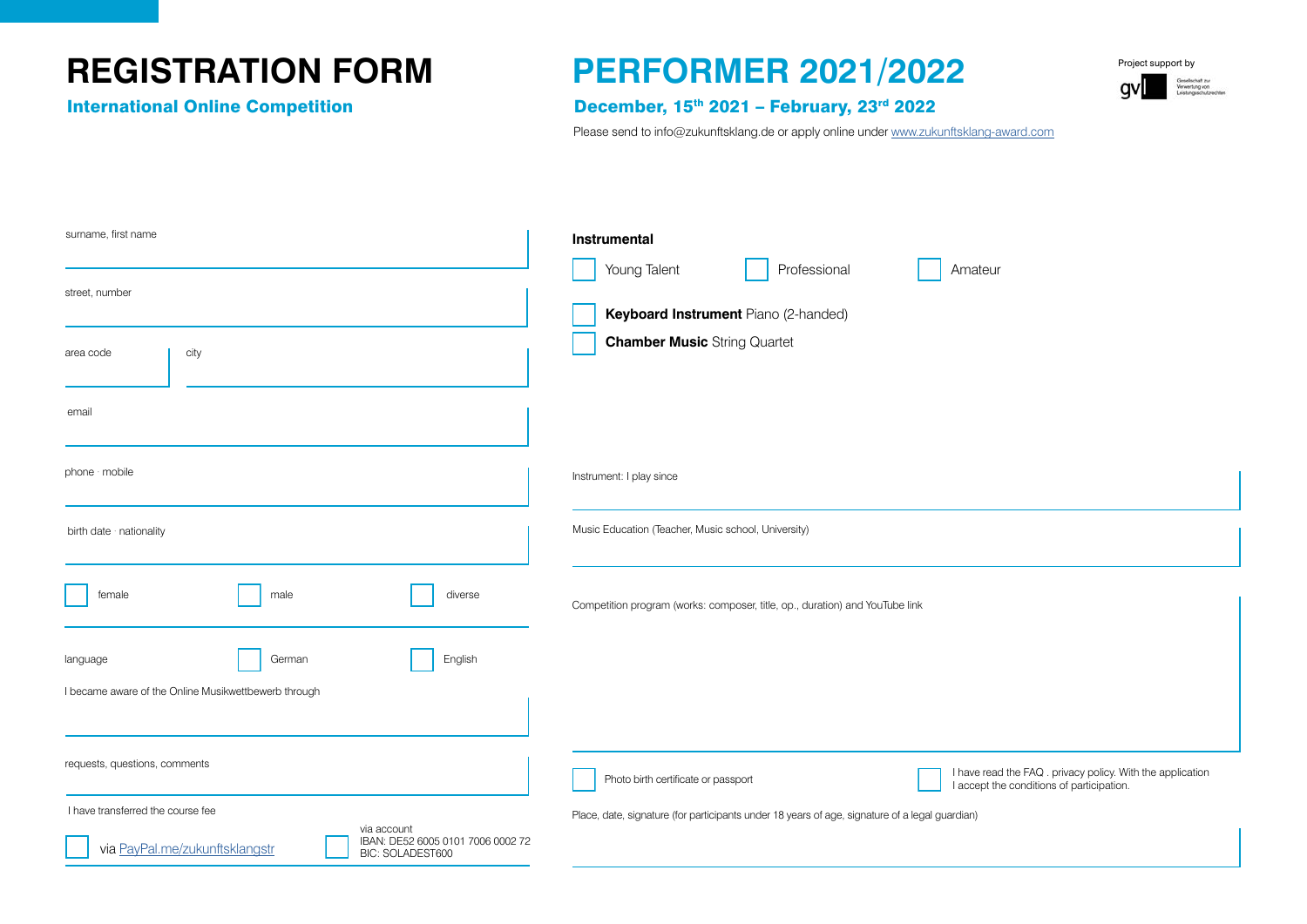# REGISTRATION FORM

**International Online Competition**

# PERFORMER 2021/2022

**December, 15th 2021 – February, 23rd 2022**

Please send to info@zukunftsklang.de or apply online under www.zukunftsklang-award.com

Project support by gvl Gesellschaft zur Verwertung von Leistungsschutzrechten

surname, first name

street, number

area code | city

email

phone · mobile

birth date · nationality

☐ female ☐ male ☐ diverse

language ☐ German ☐ English

I became aware of the Online Musikwettbewerb through

requests, questions, comments

I have transferred the course fee

☐ via PayPal.me/zukunftsklangstr

☐ via account
IBAN: DE52 6005 0101 7006 0002 72
BIC: SOLADEST600

**Instrumental**

☐ Young Talent ☐ Professional ☐ Amateur

☐ **Keyboard Instrument** Piano (2-handed)

☐ **Chamber Music** String Quartet

Instrument: I play since

Music Education (Teacher, Music school, University)

Competition program (works: composer, title, op., duration) and YouTube link

☐ Photo birth certificate or passport

☐ I have read the FAQ . privacy policy. With the application I accept the conditions of participation.

Place, date, signature (for participants under 18 years of age, signature of a legal guardian)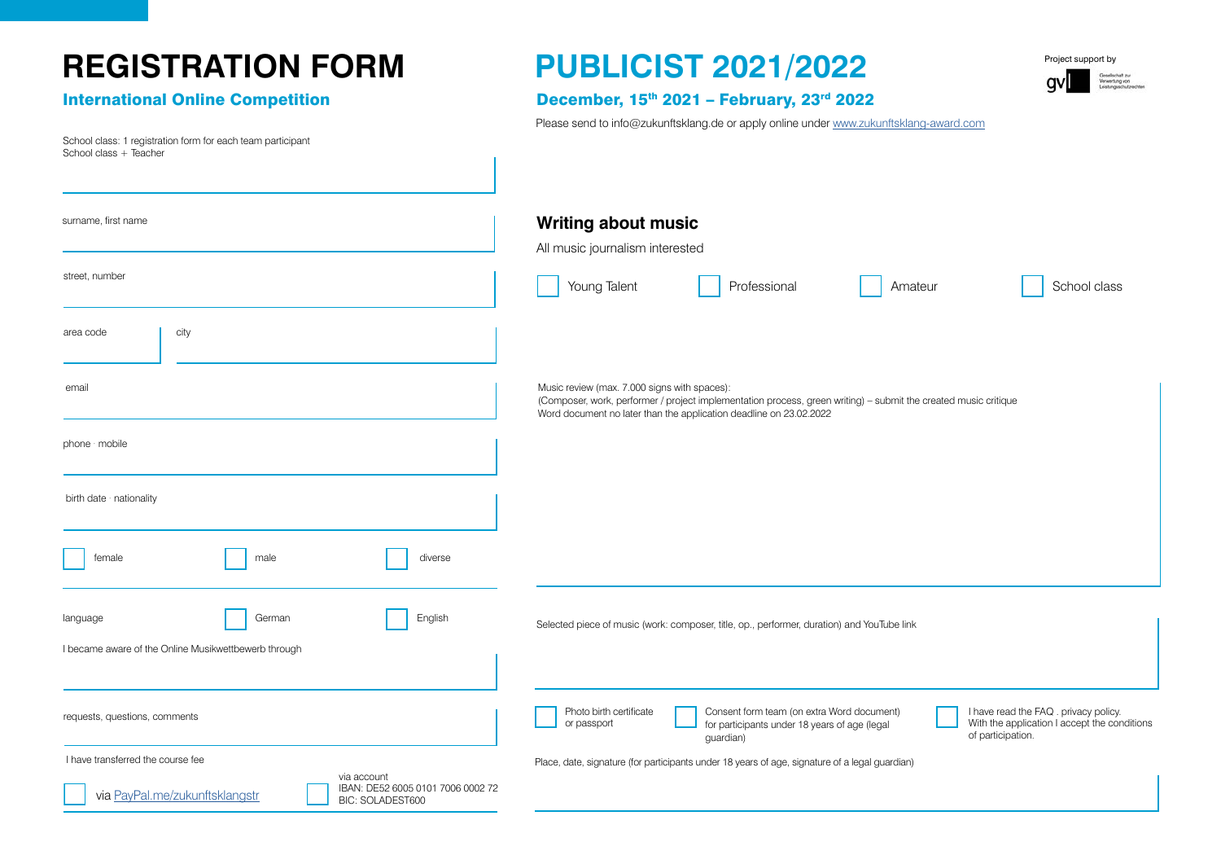# REGISTRATION FORM

## International Online Competition

# PUBLICIST 2021/2022

## December, 15th 2021 – February, 23rd 2022

Project support by

gvl Gesellschaft zur Verwertung von Leistungsschutzrechten

Please send to info@zukunftsklang.de or apply online under www.zukunftsklang-award.com

School class: 1 registration form for each team participant
School class + Teacher

surname, first name

street, number

area code

city

email

phone · mobile

birth date · nationality

☐ female ☐ male ☐ diverse

language ☐ German ☐ English

I became aware of the Online Musikwettbewerb through

requests, questions, comments

I have transferred the course fee

☐ via PayPal.me/zukunftsklangstr

☐ via account
IBAN: DE52 6005 0101 7006 0002 72
BIC: SOLADEST600

### Writing about music

All music journalism interested

☐ Young Talent ☐ Professional ☐ Amateur ☐ School class

Music review (max. 7.000 signs with spaces):
(Composer, work, performer / project implementation process, green writing) – submit the created music critique Word document no later than the application deadline on 23.02.2022

Selected piece of music (work: composer, title, op., performer, duration) and YouTube link

☐ Photo birth certificate or passport

☐ Consent form team (on extra Word document) for participants under 18 years of age (legal guardian)

☐ I have read the FAQ . privacy policy. With the application I accept the conditions of participation.

Place, date, signature (for participants under 18 years of age, signature of a legal guardian)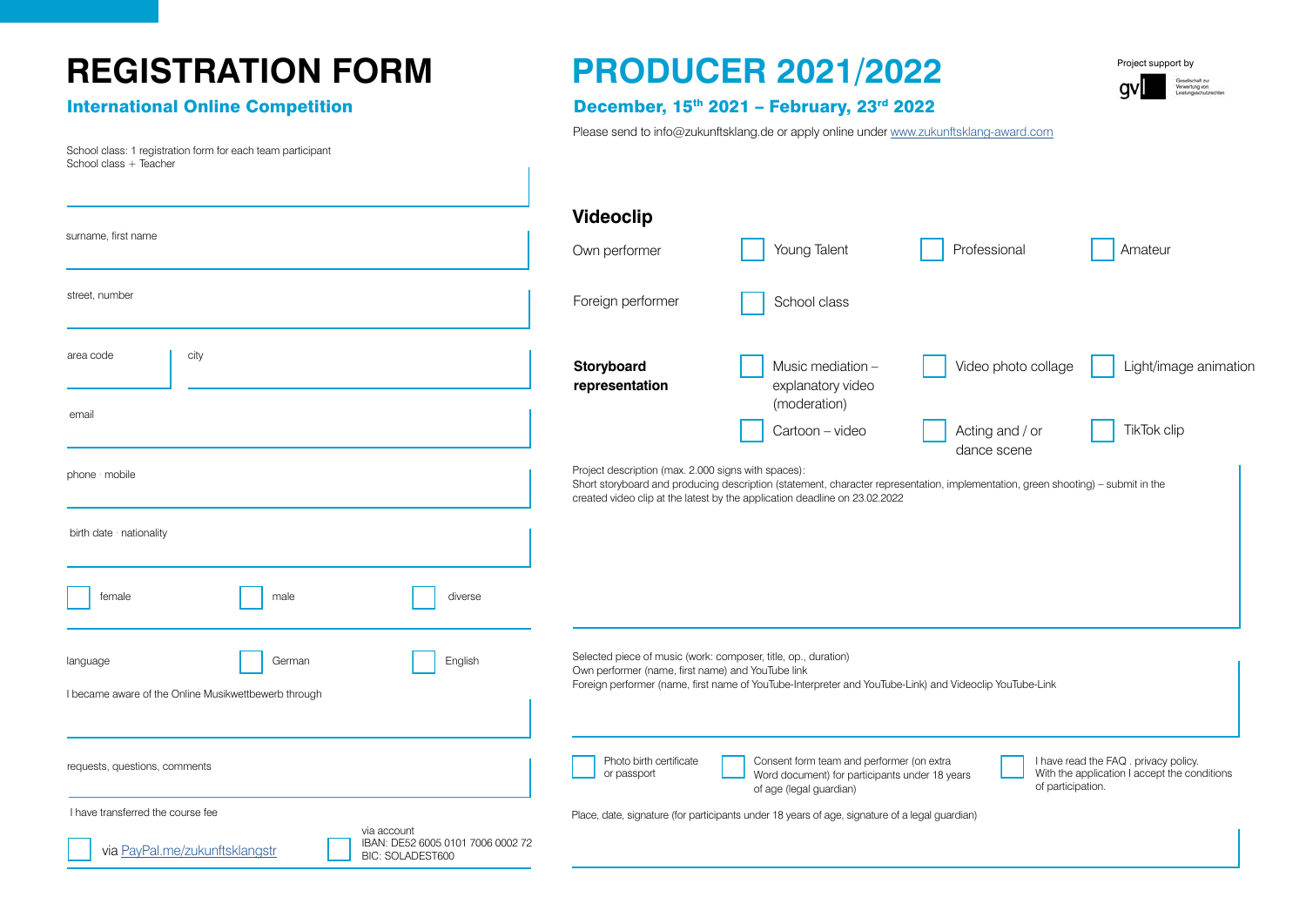# REGISTRATION FORM

### International Online Competition

# PRODUCER 2021/2022

### December, 15th 2021 – February, 23rd 2022

Project support by gvl Gesellschaft zur Verwertung von Leistungsschutzrechten

Please send to info@zukunftsklang.de or apply online under www.zukunftsklang-award.com

School class: 1 registration form for each team participant
School class + Teacher

surname, first name

street, number

area code | city

email

phone · mobile

birth date · nationality

☐ female ☐ male ☐ diverse

language ☐ German ☐ English

I became aware of the Online Musikwettbewerb through

requests, questions, comments

I have transferred the course fee

☐ via PayPal.me/zukunftsklangstr

☐ via account
IBAN: DE52 6005 0101 7006 0002 72
BIC: SOLADEST600

## Videoclip

Own performer ☐ Young Talent ☐ Professional ☐ Amateur

Foreign performer ☐ School class

**Storyboard representation**

☐ Music mediation – explanatory video (moderation)
☐ Video photo collage
☐ Light/image animation
☐ Cartoon – video
☐ Acting and / or dance scene
☐ TikTok clip

Project description (max. 2.000 signs with spaces):
Short storyboard and producing description (statement, character representation, implementation, green shooting) – submit in the created video clip at the latest by the application deadline on 23.02.2022

Selected piece of music (work: composer, title, op., duration)
Own performer (name, first name) and YouTube link
Foreign performer (name, first name of YouTube-Interpreter and YouTube-Link) and Videoclip YouTube-Link

☐ Photo birth certificate or passport

☐ Consent form team and performer (on extra Word document) for participants under 18 years of age (legal guardian)

☐ I have read the FAQ . privacy policy. With the application I accept the conditions of participation.

Place, date, signature (for participants under 18 years of age, signature of a legal guardian)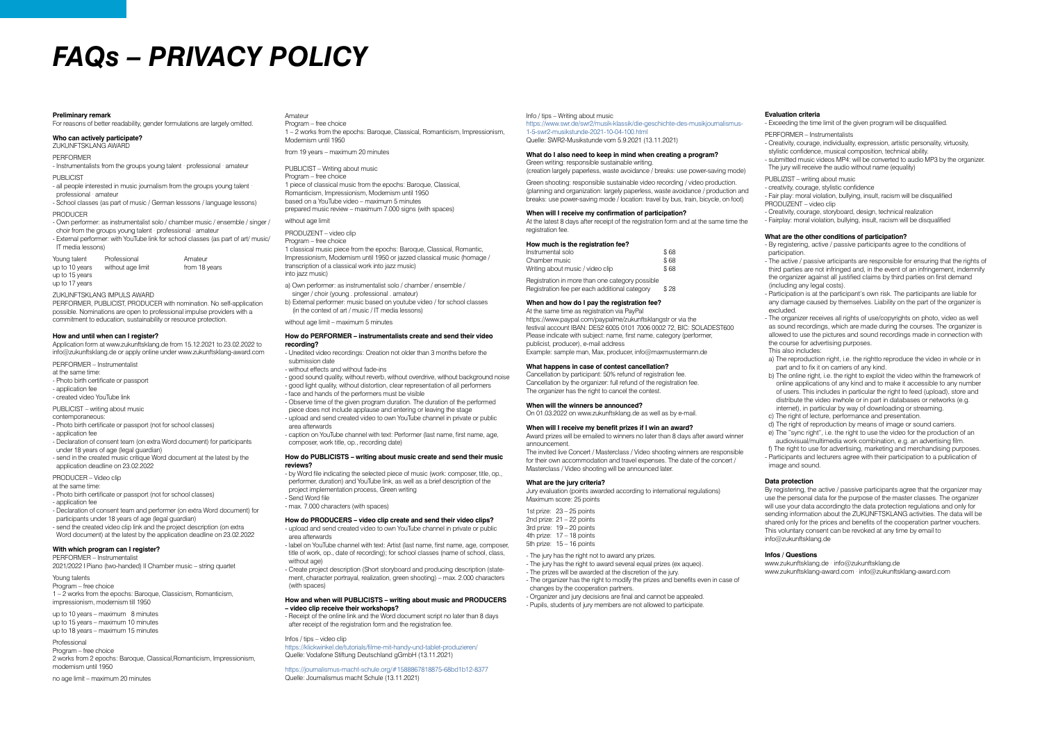# FAQs – PRIVACY POLICY

**Preliminary remark**

For reasons of better readability, gender formulations are largely omitted.

**Who can actively participate?**

ZUKUNFTSKLANG AWARD

PERFORMER

- Instrumentalists from the groups young talent · professional · amateur

PUBLICIST

- all people interested in music journalism from the groups young talent · professional · amateur
- School classes (as part of music / German lesssons / language lessons)

PRODUCER

- Own performer: as instrumentalist solo / chamber music / ensemble / singer / choir from the groups young talent · professional · amateur
- External performer: with YouTube link for school classes (as part of art/ music/ IT media lessons)

| Young talent | Professional | Amateur |
|---|---|---|
| up to 10 years | without age limit | from 18 years |
| up to 15 years | | |
| up to 17 years | | |

ZUKUNFTSKLANG IMPULS AWARD

PERFORMER, PUBLICIST, PRODUCER with nomination. No self-application possible. Nominations are open to professional impulse providers with a commitment to education, sustainability or resource protection.

**How and until when can I register?**

Application form at www.zukunftsklang.de from 15.12.2021 to 23.02.2022 to info@zukunftsklang.de or apply online under www.zukunftsklang-award.com

PERFORMER – Instrumentalist

at the same time:

- Photo birth certificate or passport
- application fee
- created video YouTube link

PUBLICIST – writing about music

contemporaneous:

- Photo birth certificate or passport (not for school classes)
- application fee
- Declaration of consent team (on extra Word document) for participants under 18 years of age (legal guardian)
- send in the created music critique Word document at the latest by the application deadline on 23.02.2022

PRODUCER – Video clip

at the same time:

- Photo birth certificate or passport (not for school classes)
- application fee
- Declaration of consent team and performer (on extra Word document) for participants under 18 years of age (legal guardian)
- send the created video clip link and the project description (on extra Word document) at the latest by the application deadline on 23.02.2022

**With which program can I register?**

PERFORMER – Instrumentalist

2021/2022 I Piano (two-handed) II Chamber music – string quartet

Young talents

Program – free choice

1 – 2 works from the epochs: Baroque, Classicism, Romanticism, impressionism, modernism till 1950

up to 10 years – maximum 8 minutes
up to 15 years – maximum 10 minutes
up to 18 years – maximum 15 minutes

Professional

Program – free choice

2 works from 2 epochs: Baroque, Classical,Romanticism, Impressionism, modernism until 1950

no age limit – maximum 20 minutes

Amateur

Program – free choice

1 – 2 works from the epochs: Baroque, Classical, Romanticism, Impressionism, Modernism until 1950

from 19 years – maximum 20 minutes

PUBLICIST – Writing about music

Program – free choice

1 piece of classical music from the epochs: Baroque, Classical, Romanticism, Impressionism, Modernism until 1950 based on a YouTube video – maximum 5 minutes prepared music review – maximum 7.000 signs (with spaces)

without age limit

PRODUZENT – video clip

Program – free choice

1 classical music piece from the epochs: Baroque, Classical, Romantic, Impressionism, Modernism until 1950 or jazzed classical music (homage / transcription of a classical work into jazz music) into jazz music)

a) Own performer: as instrumentalist solo / chamber / ensemble / singer / choir (young . professional . amateur)
b) External performer: music based on youtube video / for school classes (in the context of art / music / IT media lessons)

without age limit – maximum 5 minutes

**How do PERFORMER – instrumentalists create and send their video recording?**

- Unedited video recordings: Creation not older than 3 months before the submission date
- without effects and without fade-ins
- good sound quality, without reverb, without overdrive, without background noise
- good light quality, without distortion, clear representation of all performers
- face and hands of the performers must be visible
- Observe time of the given program duration. The duration of the performed piece does not include applause and entering or leaving the stage
- upload and send created video to own YouTube channel in private or public area afterwards
- caption on YouTube channel with text: Performer (last name, first name, age, composer, work title, op., recording date)

**How do PUBLICISTS – writing about music create and send their music reviews?**

- by Word file indicating the selected piece of music (work: composer, title, op., performer, duration) and YouTube link, as well as a brief description of the project implementation process, Green writing
- Send Word file
- max. 7.000 characters (with spaces)

**How do PRODUCERS – video clip create and send their video clips?**

- upload and send created video to own YouTube channel in private or public area afterwards
- label on YouTube channel with text: Artist (last name, first name, age, composer, title of work, op., date of recording); for school classes (name of school, class, without age)
- Create project description (Short storyboard and producing description (statement, character portrayal, realization, green shooting) – max. 2.000 characters (with spaces)

**How and when will PUBLICISTS – writing about music and PRODUCERS – video clip receive their workshops?**

- Receipt of the online link and the Word document script no later than 8 days after receipt of the registration form and the registration fee.

Infos / tips – video clip

https://klickwinkel.de/tutorials/filme-mit-handy-und-tablet-produzieren/
Quelle: Vodafone Stiftung Deutschland gGmbH (13.11.2021)

https://journalismus-macht-schule.org/#1588867818875-68bd1b12-8377
Quelle: Journalismus macht Schule (13.11.2021)

Info / tips – Writing about music

https://www.swr.de/swr2/musik-klassik/die-geschichte-des-musikjournalismus-1-5-swr2-musikstunde-2021-10-04-100.html
Quelle: SWR2-Musikstunde vom 5.9.2021 (13.11.2021)

**What do I also need to keep in mind when creating a program?**

Green writing: responsible sustainable writing.
(creation largely paperless, waste avoidance / breaks: use power-saving mode)

Green shooting: responsible sustainable video recording / video production. (planning and organization: largely paperless, waste avoidance / production and breaks: use power-saving mode / location: travel by bus, train, bicycle, on foot)

**When will I receive my confirmation of participation?**

At the latest 8 days after receipt of the registration form and at the same time the registration fee.

**How much is the registration fee?**

| | |
|---|---|
| Instrumental solo | $ 68 |
| Chamber music | $ 68 |
| Writing about music / video clip | $ 68 |

Registration in more than one category possible
Registration fee per each additional category $ 28

**When and how do I pay the registration fee?**

At the same time as registration via PayPal
https://www.paypal.com/paypalme/zukunftsklangstr or via the festival account IBAN: DE52 6005 0101 7006 0002 72, BIC: SOLADEST600
Please indicate with subject: name, first name, category (performer, publicist, producer), e-mail address
Example: sample man, Max, producer, info@maxmustermann.de

**What happens in case of contest cancellation?**

Cancellation by participant: 50% refund of registration fee.
Cancellation by the organizer: full refund of the registration fee.
The organizer has the right to cancel the contest.

**When will the winners be announced?**

On 01.03.2022 on www.zukunftsklang.de as well as by e-mail.

**When will I receive my benefit prizes if I win an award?**

Award prizes will be emailed to winners no later than 8 days after award winner announcement.
The invited live Concert / Masterclass / Video shooting winners are responsible for their own accommodation and travel expenses. The date of the concert / Masterclass / Video shooting will be announced later.

**What are the jury criteria?**

Jury evaluation (points awarded according to international regulations)
Maximum score: 25 points

1st prize: 23 – 25 points
2nd prize: 21 – 22 points
3rd prize: 19 – 20 points
4th prize: 17 – 18 points
5th prize: 15 – 16 points

- The jury has the right not to award any prizes.
- The jury has the right to award several equal prizes (ex aqueo).
- The prizes will be awarded at the discretion of the jury.
- The organizer has the right to modify the prizes and benefits even in case of changes by the cooperation partners.
- Organizer and jury decisions are final and cannot be appealed.
- Pupils, students of jury members are not allowed to participate.

**Evaluation criteria**

- Exceeding the time limit of the given program will be disqualified.

PERFORMER – Instrumentalists

- Creativity, courage, individuality, expression, artistic personality, virtuosity, stylistic confidence, musical composition, technical ability.
- submitted music videos MP4: will be converted to audio MP3 by the organizer. The jury will receive the audio without name (equality)

PUBLIZIST – writing about music

- creativity, courage, stylistic confidence
- Fair play: moral violation, bullying, insult, racism will be disqualified

PRODUZENT – video clip

- Creativity, courage, storyboard, design, technical realization
- Fairplay: moral violation, bullying, insult, racism will be disqualified

**What are the other conditions of participation?**

- By registering, active / passive participants agree to the conditions of participation.
- The active / passive articipants are responsible for ensuring that the rights of third parties are not infringed and, in the event of an infringement, indemnify the organizer against all justified claims by third parties on first demand (including any legal costs).
- Participation is at the participant's own risk. The participants are liable for any damage caused by themselves. Liability on the part of the organizer is excluded.
- The organizer receives all rights of use/copyrights on photo, video as well as sound recordings, which are made during the courses. The organizer is allowed to use the pictures and sound recordings made in connection with the course for advertising purposes.
  This also includes:
  a) The reproduction right, i.e. the rightto reproduce the video in whole or in part and to fix it on carriers of any kind.
  b) The online right, i.e. the right to exploit the video within the framework of online applications of any kind and to make it accessible to any number of users. This includes in particular the right to feed (upload), store and distribute the video inwhole or in part in databases or networks (e.g. internet), in particular by way of downloading or streaming.
  c) The right of lecture, performance and presentation.
  d) The right of reproduction by means of image or sound carriers.
  e) The "sync right", i.e. the right to use the video for the production of an audiovisual/multimedia work combination, e.g. an advertising film.
  f) The right to use for advertising, marketing and merchandising purposes.
- Participants and lecturers agree with their participation to a publication of image and sound.

**Data protection**

By registering, the active / passive participants agree that the organizer may use the personal data for the purpose of the master classes. The organizer will use your data accordingto the data protection regulations and only for sending information about the ZUKUNFTSKLANG activities. The data will be shared only for the prices and benefits of the cooperation partner vouchers. This voluntary consent can be revoked at any time by email to info@zukunftsklang.de

**Infos / Questions**

www.zukunftsklang.de · info@zukunftsklang.de
www.zukunftsklang-award.com · info@zukunftsklang-award.com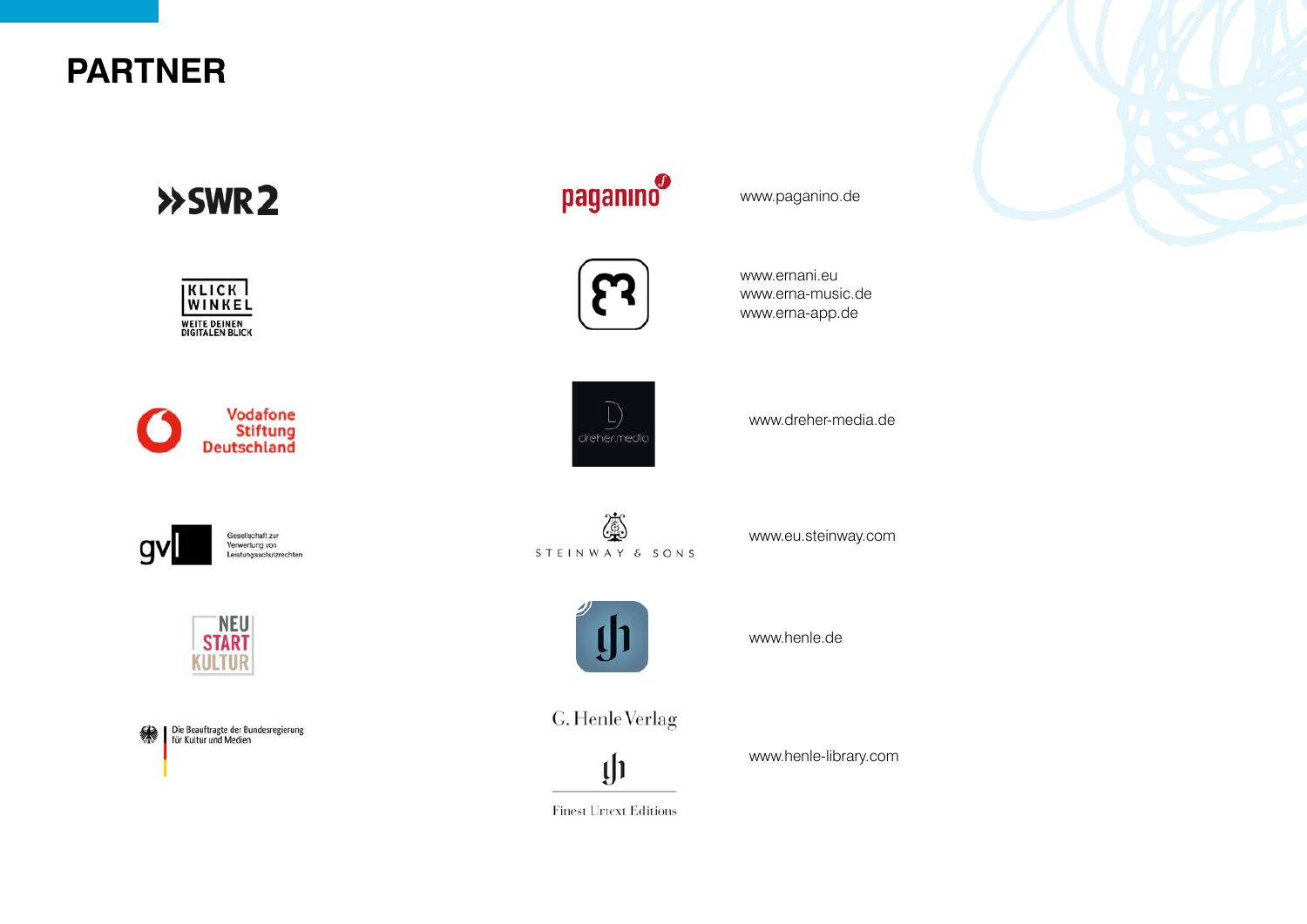# PARTNER

SWR2

KLICK WINKEL
WEITE DEINEN DIGITALEN BLICK

Vodafone Stiftung Deutschland

gvl
Gesellschaft zur Verwertung von Leistungsschutzrechten

NEU START KULTUR

Die Beauftragte der Bundesregierung für Kultur und Medien

paganino
www.paganino.de

www.ernani.eu
www.erna-music.de
www.erna-app.de

drehermedia
www.dreher-media.de

STEINWAY & SONS
www.eu.steinway.com

www.henle.de

G. Henle Verlag
Finest Urtext Editions
www.henle-library.com